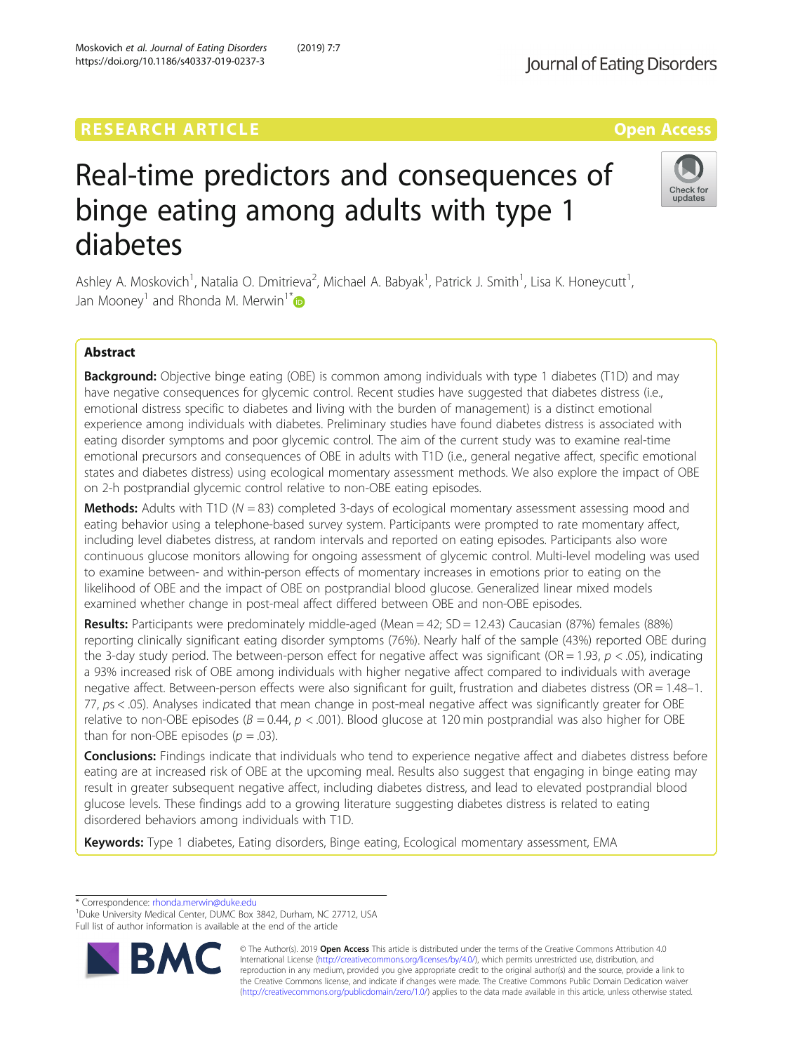RESEARCH ARTICLE

Open Access

# Real-time predictors and consequences of binge eating among adults with type 1 diabetes

Ashley A. Moskovich[1], Natalia O. Dmitrieva[2], Michael A. Babyak[1], Patrick J. Smith[1], Lisa K. Honeycutt[1], Jan Mooney[1] and Rhonda M. Merwin[1*]

## Abstract

**Background:** Objective binge eating (OBE) is common among individuals with type 1 diabetes (T1D) and may have negative consequences for glycemic control. Recent studies have suggested that diabetes distress (i.e., emotional distress specific to diabetes and living with the burden of management) is a distinct emotional experience among individuals with diabetes. Preliminary studies have found diabetes distress is associated with eating disorder symptoms and poor glycemic control. The aim of the current study was to examine real-time emotional precursors and consequences of OBE in adults with T1D (i.e., general negative affect, specific emotional states and diabetes distress) using ecological momentary assessment methods. We also explore the impact of OBE on 2-h postprandial glycemic control relative to non-OBE eating episodes.

**Methods:** Adults with T1D ($N = 83$) completed 3-days of ecological momentary assessment assessing mood and eating behavior using a telephone-based survey system. Participants were prompted to rate momentary affect, including level diabetes distress, at random intervals and reported on eating episodes. Participants also wore continuous glucose monitors allowing for ongoing assessment of glycemic control. Multi-level modeling was used to examine between- and within-person effects of momentary increases in emotions prior to eating on the likelihood of OBE and the impact of OBE on postprandial blood glucose. Generalized linear mixed models examined whether change in post-meal affect differed between OBE and non-OBE episodes.

**Results:** Participants were predominately middle-aged (Mean = 42; SD = 12.43) Caucasian (87%) females (88%) reporting clinically significant eating disorder symptoms (76%). Nearly half of the sample (43%) reported OBE during the 3-day study period. The between-person effect for negative affect was significant (OR = 1.93, $p < .05$), indicating a 93% increased risk of OBE among individuals with higher negative affect compared to individuals with average negative affect. Between-person effects were also significant for guilt, frustration and diabetes distress (OR = 1.48–1.77, $ps < .05$). Analyses indicated that mean change in post-meal negative affect was significantly greater for OBE relative to non-OBE episodes ($B = 0.44$, $p < .001$). Blood glucose at 120 min postprandial was also higher for OBE than for non-OBE episodes ($p = .03$).

**Conclusions:** Findings indicate that individuals who tend to experience negative affect and diabetes distress before eating are at increased risk of OBE at the upcoming meal. Results also suggest that engaging in binge eating may result in greater subsequent negative affect, including diabetes distress, and lead to elevated postprandial blood glucose levels. These findings add to a growing literature suggesting diabetes distress is related to eating disordered behaviors among individuals with T1D.

**Keywords:** Type 1 diabetes, Eating disorders, Binge eating, Ecological momentary assessment, EMA

\* Correspondence: rhonda.merwin@duke.edu
[1]Duke University Medical Center, DUMC Box 3842, Durham, NC 27712, USA
Full list of author information is available at the end of the article

© The Author(s). 2019 **Open Access** This article is distributed under the terms of the Creative Commons Attribution 4.0 International License (http://creativecommons.org/licenses/by/4.0/), which permits unrestricted use, distribution, and reproduction in any medium, provided you give appropriate credit to the original author(s) and the source, provide a link to the Creative Commons license, and indicate if changes were made. The Creative Commons Public Domain Dedication waiver (http://creativecommons.org/publicdomain/zero/1.0/) applies to the data made available in this article, unless otherwise stated.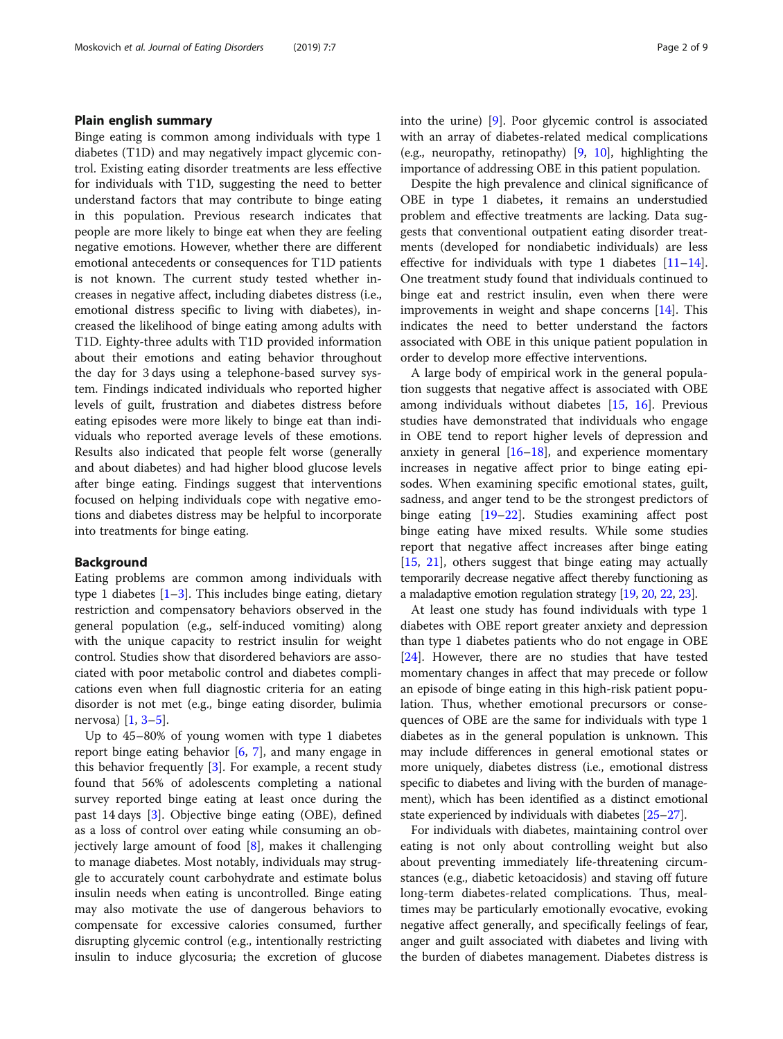## Plain english summary

Binge eating is common among individuals with type 1 diabetes (T1D) and may negatively impact glycemic control. Existing eating disorder treatments are less effective for individuals with T1D, suggesting the need to better understand factors that may contribute to binge eating in this population. Previous research indicates that people are more likely to binge eat when they are feeling negative emotions. However, whether there are different emotional antecedents or consequences for T1D patients is not known. The current study tested whether increases in negative affect, including diabetes distress (i.e., emotional distress specific to living with diabetes), increased the likelihood of binge eating among adults with T1D. Eighty-three adults with T1D provided information about their emotions and eating behavior throughout the day for 3 days using a telephone-based survey system. Findings indicated individuals who reported higher levels of guilt, frustration and diabetes distress before eating episodes were more likely to binge eat than individuals who reported average levels of these emotions. Results also indicated that people felt worse (generally and about diabetes) and had higher blood glucose levels after binge eating. Findings suggest that interventions focused on helping individuals cope with negative emotions and diabetes distress may be helpful to incorporate into treatments for binge eating.

## Background

Eating problems are common among individuals with type 1 diabetes [1–3]. This includes binge eating, dietary restriction and compensatory behaviors observed in the general population (e.g., self-induced vomiting) along with the unique capacity to restrict insulin for weight control. Studies show that disordered behaviors are associated with poor metabolic control and diabetes complications even when full diagnostic criteria for an eating disorder is not met (e.g., binge eating disorder, bulimia nervosa) [1, 3–5].

Up to 45–80% of young women with type 1 diabetes report binge eating behavior [6, 7], and many engage in this behavior frequently [3]. For example, a recent study found that 56% of adolescents completing a national survey reported binge eating at least once during the past 14 days [3]. Objective binge eating (OBE), defined as a loss of control over eating while consuming an objectively large amount of food [8], makes it challenging to manage diabetes. Most notably, individuals may struggle to accurately count carbohydrate and estimate bolus insulin needs when eating is uncontrolled. Binge eating may also motivate the use of dangerous behaviors to compensate for excessive calories consumed, further disrupting glycemic control (e.g., intentionally restricting insulin to induce glycosuria; the excretion of glucose into the urine) [9]. Poor glycemic control is associated with an array of diabetes-related medical complications (e.g., neuropathy, retinopathy) [9, 10], highlighting the importance of addressing OBE in this patient population.

Despite the high prevalence and clinical significance of OBE in type 1 diabetes, it remains an understudied problem and effective treatments are lacking. Data suggests that conventional outpatient eating disorder treatments (developed for nondiabetic individuals) are less effective for individuals with type 1 diabetes [11–14]. One treatment study found that individuals continued to binge eat and restrict insulin, even when there were improvements in weight and shape concerns [14]. This indicates the need to better understand the factors associated with OBE in this unique patient population in order to develop more effective interventions.

A large body of empirical work in the general population suggests that negative affect is associated with OBE among individuals without diabetes [15, 16]. Previous studies have demonstrated that individuals who engage in OBE tend to report higher levels of depression and anxiety in general [16–18], and experience momentary increases in negative affect prior to binge eating episodes. When examining specific emotional states, guilt, sadness, and anger tend to be the strongest predictors of binge eating [19–22]. Studies examining affect post binge eating have mixed results. While some studies report that negative affect increases after binge eating [15, 21], others suggest that binge eating may actually temporarily decrease negative affect thereby functioning as a maladaptive emotion regulation strategy [19, 20, 22, 23].

At least one study has found individuals with type 1 diabetes with OBE report greater anxiety and depression than type 1 diabetes patients who do not engage in OBE [24]. However, there are no studies that have tested momentary changes in affect that may precede or follow an episode of binge eating in this high-risk patient population. Thus, whether emotional precursors or consequences of OBE are the same for individuals with type 1 diabetes as in the general population is unknown. This may include differences in general emotional states or more uniquely, diabetes distress (i.e., emotional distress specific to diabetes and living with the burden of management), which has been identified as a distinct emotional state experienced by individuals with diabetes [25–27].

For individuals with diabetes, maintaining control over eating is not only about controlling weight but also about preventing immediately life-threatening circumstances (e.g., diabetic ketoacidosis) and staving off future long-term diabetes-related complications. Thus, mealtimes may be particularly emotionally evocative, evoking negative affect generally, and specifically feelings of fear, anger and guilt associated with diabetes and living with the burden of diabetes management. Diabetes distress is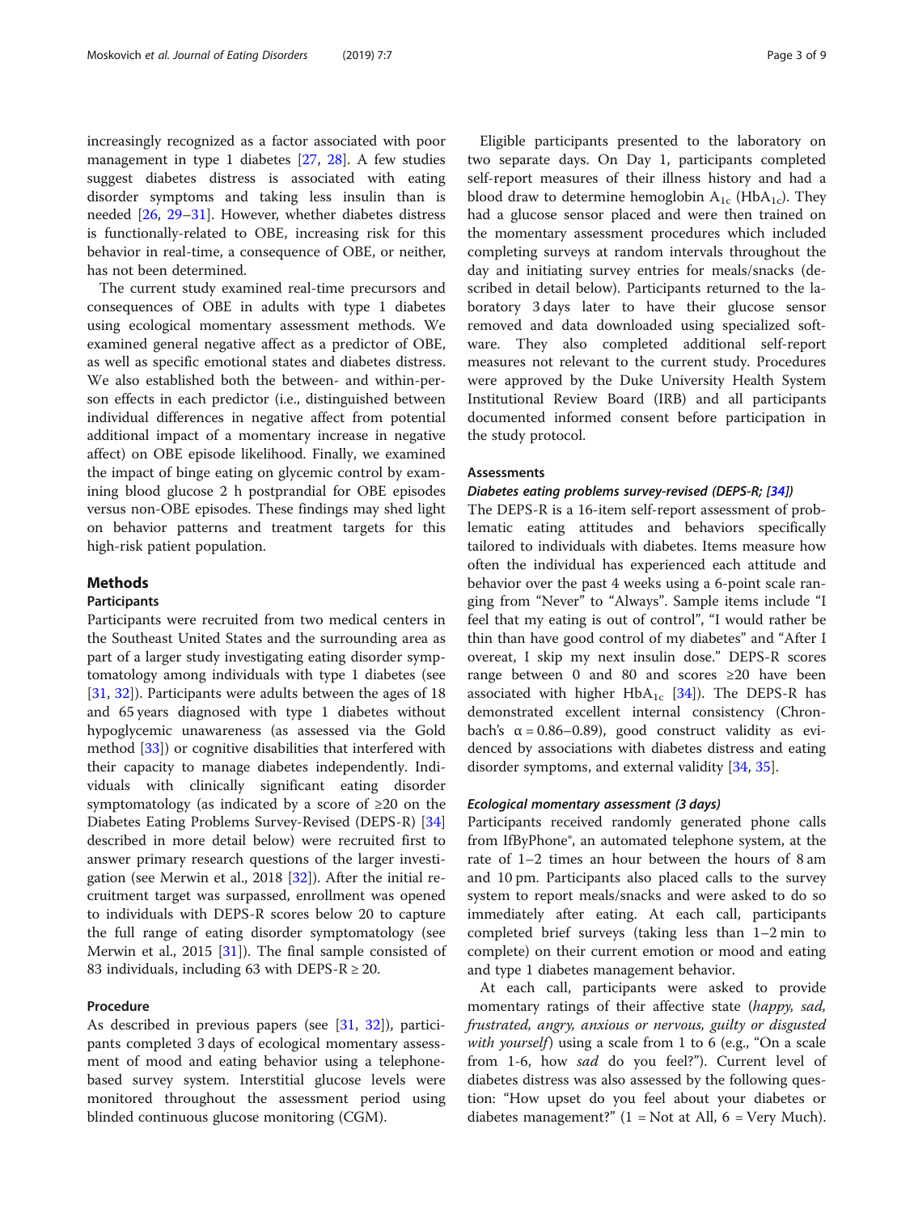increasingly recognized as a factor associated with poor management in type 1 diabetes [27, 28]. A few studies suggest diabetes distress is associated with eating disorder symptoms and taking less insulin than is needed [26, 29–31]. However, whether diabetes distress is functionally-related to OBE, increasing risk for this behavior in real-time, a consequence of OBE, or neither, has not been determined.

The current study examined real-time precursors and consequences of OBE in adults with type 1 diabetes using ecological momentary assessment methods. We examined general negative affect as a predictor of OBE, as well as specific emotional states and diabetes distress. We also established both the between- and within-person effects in each predictor (i.e., distinguished between individual differences in negative affect from potential additional impact of a momentary increase in negative affect) on OBE episode likelihood. Finally, we examined the impact of binge eating on glycemic control by examining blood glucose 2 h postprandial for OBE episodes versus non-OBE episodes. These findings may shed light on behavior patterns and treatment targets for this high-risk patient population.

## Methods

### Participants

Participants were recruited from two medical centers in the Southeast United States and the surrounding area as part of a larger study investigating eating disorder symptomatology among individuals with type 1 diabetes (see [31, 32]). Participants were adults between the ages of 18 and 65 years diagnosed with type 1 diabetes without hypoglycemic unawareness (as assessed via the Gold method [33]) or cognitive disabilities that interfered with their capacity to manage diabetes independently. Individuals with clinically significant eating disorder symptomatology (as indicated by a score of ≥20 on the Diabetes Eating Problems Survey-Revised (DEPS-R) [34] described in more detail below) were recruited first to answer primary research questions of the larger investigation (see Merwin et al., 2018 [32]). After the initial recruitment target was surpassed, enrollment was opened to individuals with DEPS-R scores below 20 to capture the full range of eating disorder symptomatology (see Merwin et al., 2015 [31]). The final sample consisted of 83 individuals, including 63 with DEPS-R ≥ 20.

### Procedure

As described in previous papers (see [31, 32]), participants completed 3 days of ecological momentary assessment of mood and eating behavior using a telephone-based survey system. Interstitial glucose levels were monitored throughout the assessment period using blinded continuous glucose monitoring (CGM).

Eligible participants presented to the laboratory on two separate days. On Day 1, participants completed self-report measures of their illness history and had a blood draw to determine hemoglobin $A_{1c}$ ($HbA_{1c}$). They had a glucose sensor placed and were then trained on the momentary assessment procedures which included completing surveys at random intervals throughout the day and initiating survey entries for meals/snacks (described in detail below). Participants returned to the laboratory 3 days later to have their glucose sensor removed and data downloaded using specialized software. They also completed additional self-report measures not relevant to the current study. Procedures were approved by the Duke University Health System Institutional Review Board (IRB) and all participants documented informed consent before participation in the study protocol.

### Assessments

#### *Diabetes eating problems survey-revised (DEPS-R; [34])*

The DEPS-R is a 16-item self-report assessment of problematic eating attitudes and behaviors specifically tailored to individuals with diabetes. Items measure how often the individual has experienced each attitude and behavior over the past 4 weeks using a 6-point scale ranging from "Never" to "Always". Sample items include "I feel that my eating is out of control", "I would rather be thin than have good control of my diabetes" and "After I overeat, I skip my next insulin dose." DEPS-R scores range between 0 and 80 and scores ≥20 have been associated with higher $HbA_{1c}$ [34]). The DEPS-R has demonstrated excellent internal consistency (Chronbach's α = 0.86–0.89), good construct validity as evidenced by associations with diabetes distress and eating disorder symptoms, and external validity [34, 35].

#### *Ecological momentary assessment (3 days)*

Participants received randomly generated phone calls from IfByPhone®, an automated telephone system, at the rate of 1–2 times an hour between the hours of 8 am and 10 pm. Participants also placed calls to the survey system to report meals/snacks and were asked to do so immediately after eating. At each call, participants completed brief surveys (taking less than 1–2 min to complete) on their current emotion or mood and eating and type 1 diabetes management behavior.

At each call, participants were asked to provide momentary ratings of their affective state (*happy, sad, frustrated, angry, anxious or nervous, guilty or disgusted with yourself*) using a scale from 1 to 6 (e.g., "On a scale from 1-6, how *sad* do you feel?"). Current level of diabetes distress was also assessed by the following question: "How upset do you feel about your diabetes or diabetes management?" (1 = Not at All, 6 = Very Much).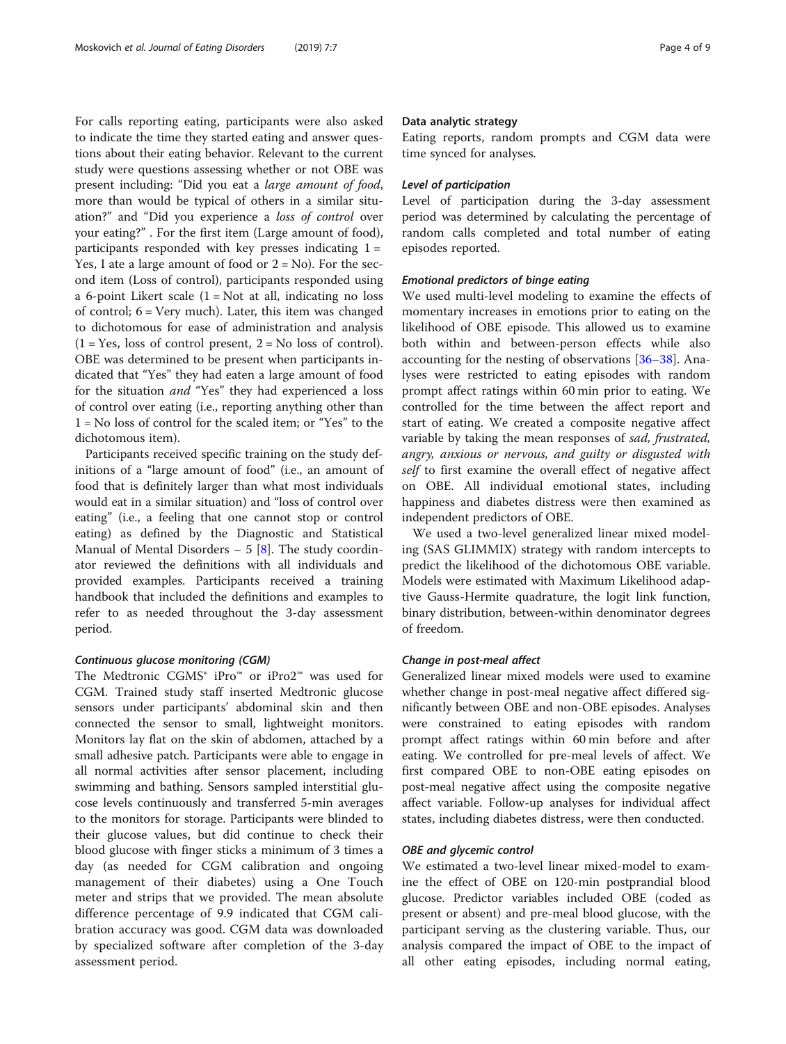For calls reporting eating, participants were also asked to indicate the time they started eating and answer questions about their eating behavior. Relevant to the current study were questions assessing whether or not OBE was present including: "Did you eat a *large amount of food*, more than would be typical of others in a similar situation?" and "Did you experience a *loss of control* over your eating?" . For the first item (Large amount of food), participants responded with key presses indicating 1 = Yes, I ate a large amount of food or 2 = No). For the second item (Loss of control), participants responded using a 6-point Likert scale (1 = Not at all, indicating no loss of control; 6 = Very much). Later, this item was changed to dichotomous for ease of administration and analysis (1 = Yes, loss of control present, 2 = No loss of control). OBE was determined to be present when participants indicated that "Yes" they had eaten a large amount of food for the situation *and* "Yes" they had experienced a loss of control over eating (i.e., reporting anything other than 1 = No loss of control for the scaled item; or "Yes" to the dichotomous item).

Participants received specific training on the study definitions of a "large amount of food" (i.e., an amount of food that is definitely larger than what most individuals would eat in a similar situation) and "loss of control over eating" (i.e., a feeling that one cannot stop or control eating) as defined by the Diagnostic and Statistical Manual of Mental Disorders – 5 [8]. The study coordinator reviewed the definitions with all individuals and provided examples. Participants received a training handbook that included the definitions and examples to refer to as needed throughout the 3-day assessment period.

#### *Continuous glucose monitoring (CGM)*

The Medtronic CGMS® iPro™ or iPro2™ was used for CGM. Trained study staff inserted Medtronic glucose sensors under participants' abdominal skin and then connected the sensor to small, lightweight monitors. Monitors lay flat on the skin of abdomen, attached by a small adhesive patch. Participants were able to engage in all normal activities after sensor placement, including swimming and bathing. Sensors sampled interstitial glucose levels continuously and transferred 5-min averages to the monitors for storage. Participants were blinded to their glucose values, but did continue to check their blood glucose with finger sticks a minimum of 3 times a day (as needed for CGM calibration and ongoing management of their diabetes) using a One Touch meter and strips that we provided. The mean absolute difference percentage of 9.9 indicated that CGM calibration accuracy was good. CGM data was downloaded by specialized software after completion of the 3-day assessment period.

### Data analytic strategy

Eating reports, random prompts and CGM data were time synced for analyses.

#### *Level of participation*

Level of participation during the 3-day assessment period was determined by calculating the percentage of random calls completed and total number of eating episodes reported.

#### *Emotional predictors of binge eating*

We used multi-level modeling to examine the effects of momentary increases in emotions prior to eating on the likelihood of OBE episode. This allowed us to examine both within and between-person effects while also accounting for the nesting of observations [36–38]. Analyses were restricted to eating episodes with random prompt affect ratings within 60 min prior to eating. We controlled for the time between the affect report and start of eating. We created a composite negative affect variable by taking the mean responses of *sad, frustrated, angry, anxious or nervous, and guilty or disgusted with self* to first examine the overall effect of negative affect on OBE. All individual emotional states, including happiness and diabetes distress were then examined as independent predictors of OBE.

We used a two-level generalized linear mixed modeling (SAS GLIMMIX) strategy with random intercepts to predict the likelihood of the dichotomous OBE variable. Models were estimated with Maximum Likelihood adaptive Gauss-Hermite quadrature, the logit link function, binary distribution, between-within denominator degrees of freedom.

#### *Change in post-meal affect*

Generalized linear mixed models were used to examine whether change in post-meal negative affect differed significantly between OBE and non-OBE episodes. Analyses were constrained to eating episodes with random prompt affect ratings within 60 min before and after eating. We controlled for pre-meal levels of affect. We first compared OBE to non-OBE eating episodes on post-meal negative affect using the composite negative affect variable. Follow-up analyses for individual affect states, including diabetes distress, were then conducted.

#### *OBE and glycemic control*

We estimated a two-level linear mixed-model to examine the effect of OBE on 120-min postprandial blood glucose. Predictor variables included OBE (coded as present or absent) and pre-meal blood glucose, with the participant serving as the clustering variable. Thus, our analysis compared the impact of OBE to the impact of all other eating episodes, including normal eating,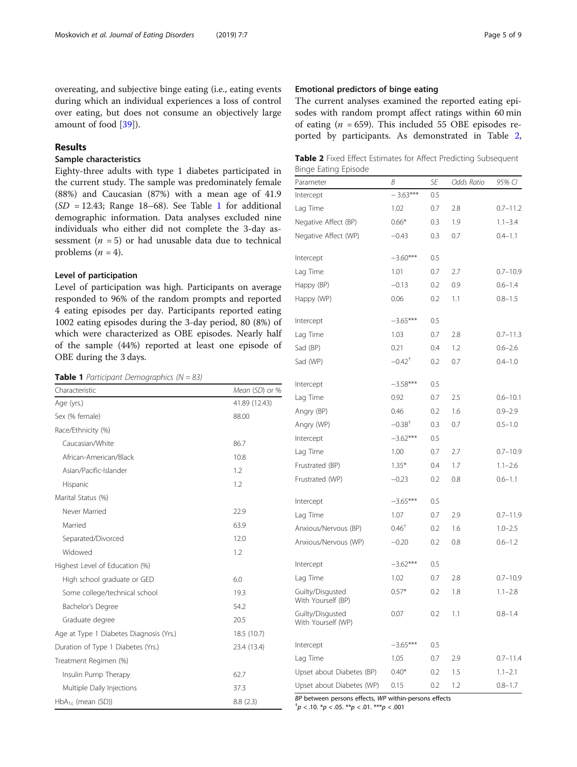overeating, and subjective binge eating (i.e., eating events during which an individual experiences a loss of control over eating, but does not consume an objectively large amount of food [39]).

## Results

### Sample characteristics

Eighty-three adults with type 1 diabetes participated in the current study. The sample was predominately female (88%) and Caucasian (87%) with a mean age of 41.9 ($SD$ = 12.43; Range 18–68). See Table 1 for additional demographic information. Data analyses excluded nine individuals who either did not complete the 3-day assessment ($n$ = 5) or had unusable data due to technical problems ($n$ = 4).

### Level of participation

Level of participation was high. Participants on average responded to 96% of the random prompts and reported 4 eating episodes per day. Participants reported eating 1002 eating episodes during the 3-day period, 80 (8%) of which were characterized as OBE episodes. Nearly half of the sample (44%) reported at least one episode of OBE during the 3 days.

**Table 1** *Participant Demographics (N = 83)*

| Characteristic | *Mean* (*SD*) or % |
|---|---|
| Age (yrs.) | 41.89 (12.43) |
| Sex (% female) | 88.00 |
| Race/Ethnicity (%) | |
| Caucasian/White | 86.7 |
| African-American/Black | 10.8 |
| Asian/Pacific-Islander | 1.2 |
| Hispanic | 1.2 |
| Marital Status (%) | |
| Never Married | 22.9 |
| Married | 63.9 |
| Separated/Divorced | 12.0 |
| Widowed | 1.2 |
| Highest Level of Education (%) | |
| High school graduate or GED | 6.0 |
| Some college/technical school | 19.3 |
| Bachelor's Degree | 54.2 |
| Graduate degree | 20.5 |
| Age at Type 1 Diabetes Diagnosis (Yrs.) | 18.5 (10.7) |
| Duration of Type 1 Diabetes (Yrs.) | 23.4 (13.4) |
| Treatment Regimen (%) | |
| Insulin Pump Therapy | 62.7 |
| Multiple Daily Injections | 37.3 |
| $HbA_{1c}$ (mean (SD)) | 8.8 (2.3) |

### Emotional predictors of binge eating

The current analyses examined the reported eating episodes with random prompt affect ratings within 60 min of eating ($n$ = 659). This included 55 OBE episodes reported by participants. As demonstrated in Table 2,

**Table 2** Fixed Effect Estimates for Affect Predicting Subsequent Binge Eating Episode

| Parameter | *B* | *SE* | *Odds Ratio* | *95% CI* |
|---|---|---|---|---|
| Intercept | −3.63*** | 0.5 | | |
| Lag Time | 1.02 | 0.7 | 2.8 | 0.7–11.2 |
| Negative Affect (BP) | 0.66* | 0.3 | 1.9 | 1.1–3.4 |
| Negative Affect (WP) | −0.43 | 0.3 | 0.7 | 0.4–1.1 |
| Intercept | −3.60*** | 0.5 | | |
| Lag Time | 1.01 | 0.7 | 2.7 | 0.7–10.9 |
| Happy (BP) | −0.13 | 0.2 | 0.9 | 0.6–1.4 |
| Happy (WP) | 0.06 | 0.2 | 1.1 | 0.8–1.5 |
| Intercept | −3.65*** | 0.5 | | |
| Lag Time | 1.03 | 0.7 | 2.8 | 0.7–11.3 |
| Sad (BP) | 0.21 | 0.4 | 1.2 | 0.6–2.6 |
| Sad (WP) | −0.42† | 0.2 | 0.7 | 0.4–1.0 |
| Intercept | −3.58*** | 0.5 | | |
| Lag Time | 0.92 | 0.7 | 2.5 | 0.6–10.1 |
| Angry (BP) | 0.46 | 0.2 | 1.6 | 0.9–2.9 |
| Angry (WP) | −0.38† | 0.3 | 0.7 | 0.5–1.0 |
| Intercept | −3.62*** | 0.5 | | |
| Lag Time | 1.00 | 0.7 | 2.7 | 0.7–10.9 |
| Frustrated (BP) | 1.35* | 0.4 | 1.7 | 1.1–2.6 |
| Frustrated (WP) | −0.23 | 0.2 | 0.8 | 0.6–1.1 |
| Intercept | −3.65*** | 0.5 | | |
| Lag Time | 1.07 | 0.7 | 2.9 | 0.7–11.9 |
| Anxious/Nervous (BP) | 0.46† | 0.2 | 1.6 | 1.0–2.5 |
| Anxious/Nervous (WP) | −0.20 | 0.2 | 0.8 | 0.6–1.2 |
| Intercept | −3.62*** | 0.5 | | |
| Lag Time | 1.02 | 0.7 | 2.8 | 0.7–10.9 |
| Guilty/Disgusted With Yourself (BP) | 0.57* | 0.2 | 1.8 | 1.1–2.8 |
| Guilty/Disgusted With Yourself (WP) | 0.07 | 0.2 | 1.1 | 0.8–1.4 |
| Intercept | −3.65*** | 0.5 | | |
| Lag Time | 1.05 | 0.7 | 2.9 | 0.7–11.4 |
| Upset about Diabetes (BP) | 0.40* | 0.2 | 1.5 | 1.1–2.1 |
| Upset about Diabetes (WP) | 0.15 | 0.2 | 1.2 | 0.8–1.7 |

*BP* between persons effects, *WP* within-persons effects
†$p < .10$. *$p < .05$. **$p < .01$. ***$p < .001$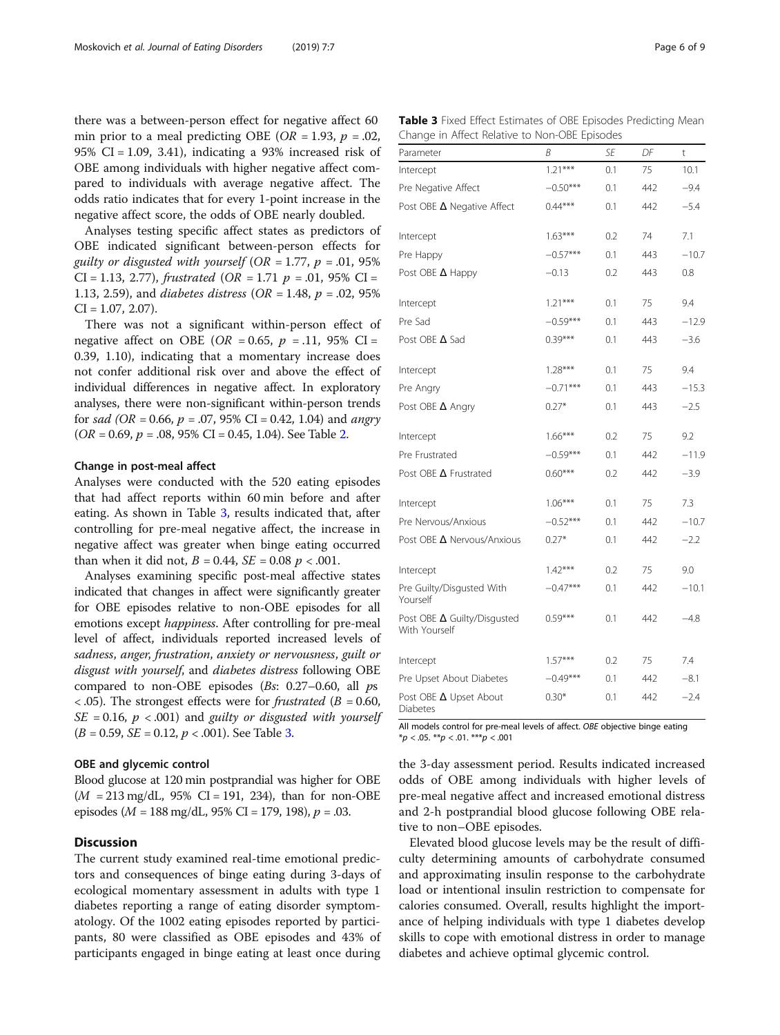there was a between-person effect for negative affect 60 min prior to a meal predicting OBE ($OR = 1.93$, $p = .02$, 95% CI = 1.09, 3.41), indicating a 93% increased risk of OBE among individuals with higher negative affect compared to individuals with average negative affect. The odds ratio indicates that for every 1-point increase in the negative affect score, the odds of OBE nearly doubled.

Analyses testing specific affect states as predictors of OBE indicated significant between-person effects for *guilty or disgusted with yourself* ($OR = 1.77$, $p = .01$, 95% CI = 1.13, 2.77), *frustrated* ($OR = 1.71$ $p = .01$, 95% CI = 1.13, 2.59), and *diabetes distress* ($OR = 1.48$, $p = .02$, 95% CI = 1.07, 2.07).

There was not a significant within-person effect of negative affect on OBE ($OR = 0.65$, $p = .11$, 95% CI = 0.39, 1.10), indicating that a momentary increase does not confer additional risk over and above the effect of individual differences in negative affect. In exploratory analyses, there were non-significant within-person trends for *sad* ($OR = 0.66$, $p = .07$, 95% CI = 0.42, 1.04) and *angry* ($OR = 0.69$, $p = .08$, 95% CI = 0.45, 1.04). See Table 2.

#### Change in post-meal affect

Analyses were conducted with the 520 eating episodes that had affect reports within 60 min before and after eating. As shown in Table 3, results indicated that, after controlling for pre-meal negative affect, the increase in negative affect was greater when binge eating occurred than when it did not, $B = 0.44$, $SE = 0.08$ $p < .001$.

Analyses examining specific post-meal affective states indicated that changes in affect were significantly greater for OBE episodes relative to non-OBE episodes for all emotions except *happiness*. After controlling for pre-meal level of affect, individuals reported increased levels of *sadness*, *anger*, *frustration*, *anxiety or nervousness*, *guilt or disgust with yourself*, and *diabetes distress* following OBE compared to non-OBE episodes (*Bs*: 0.27–0.60, all *p*s $< .05$). The strongest effects were for *frustrated* ($B = 0.60$, $SE = 0.16$, $p < .001$) and *guilty or disgusted with yourself* ($B = 0.59$, $SE = 0.12$, $p < .001$). See Table 3.

#### OBE and glycemic control

Blood glucose at 120 min postprandial was higher for OBE ($M = 213$ mg/dL, 95% CI = 191, 234), than for non-OBE episodes ($M = 188$ mg/dL, 95% CI = 179, 198), $p = .03$.

## Discussion

The current study examined real-time emotional predictors and consequences of binge eating during 3-days of ecological momentary assessment in adults with type 1 diabetes reporting a range of eating disorder symptomatology. Of the 1002 eating episodes reported by participants, 80 were classified as OBE episodes and 43% of participants engaged in binge eating at least once during the 3-day assessment period. Results indicated increased odds of OBE among individuals with higher levels of pre-meal negative affect and increased emotional distress and 2-h postprandial blood glucose following OBE relative to non–OBE episodes.

Elevated blood glucose levels may be the result of difficulty determining amounts of carbohydrate consumed and approximating insulin response to the carbohydrate load or intentional insulin restriction to compensate for calories consumed. Overall, results highlight the importance of helping individuals with type 1 diabetes develop skills to cope with emotional distress in order to manage diabetes and achieve optimal glycemic control.

**Table 3** Fixed Effect Estimates of OBE Episodes Predicting Mean Change in Affect Relative to Non-OBE Episodes

| Parameter | *B* | *SE* | *DF* | t |
|---|---|---|---|---|
| Intercept | 1.21*** | 0.1 | 75 | 10.1 |
| Pre Negative Affect | −0.50*** | 0.1 | 442 | −9.4 |
| Post OBE Δ Negative Affect | 0.44*** | 0.1 | 442 | −5.4 |
| Intercept | 1.63*** | 0.2 | 74 | 7.1 |
| Pre Happy | −0.57*** | 0.1 | 443 | −10.7 |
| Post OBE Δ Happy | −0.13 | 0.2 | 443 | 0.8 |
| Intercept | 1.21*** | 0.1 | 75 | 9.4 |
| Pre Sad | −0.59*** | 0.1 | 443 | −12.9 |
| Post OBE Δ Sad | 0.39*** | 0.1 | 443 | −3.6 |
| Intercept | 1.28*** | 0.1 | 75 | 9.4 |
| Pre Angry | −0.71*** | 0.1 | 443 | −15.3 |
| Post OBE Δ Angry | 0.27* | 0.1 | 443 | −2.5 |
| Intercept | 1.66*** | 0.2 | 75 | 9.2 |
| Pre Frustrated | −0.59*** | 0.1 | 442 | −11.9 |
| Post OBE Δ Frustrated | 0.60*** | 0.2 | 442 | −3.9 |
| Intercept | 1.06*** | 0.1 | 75 | 7.3 |
| Pre Nervous/Anxious | −0.52*** | 0.1 | 442 | −10.7 |
| Post OBE Δ Nervous/Anxious | 0.27* | 0.1 | 442 | −2.2 |
| Intercept | 1.42*** | 0.2 | 75 | 9.0 |
| Pre Guilty/Disgusted With Yourself | −0.47*** | 0.1 | 442 | −10.1 |
| Post OBE Δ Guilty/Disgusted With Yourself | 0.59*** | 0.1 | 442 | −4.8 |
| Intercept | 1.57*** | 0.2 | 75 | 7.4 |
| Pre Upset About Diabetes | −0.49*** | 0.1 | 442 | −8.1 |
| Post OBE Δ Upset About Diabetes | 0.30* | 0.1 | 442 | −2.4 |

All models control for pre-meal levels of affect. *OBE* objective binge eating
*$p < .05$. **$p < .01$. ***$p < .001$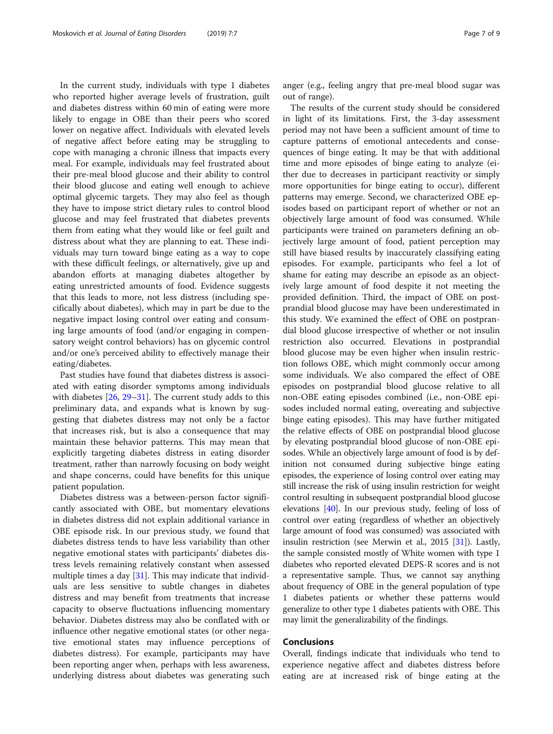In the current study, individuals with type 1 diabetes who reported higher average levels of frustration, guilt and diabetes distress within 60 min of eating were more likely to engage in OBE than their peers who scored lower on negative affect. Individuals with elevated levels of negative affect before eating may be struggling to cope with managing a chronic illness that impacts every meal. For example, individuals may feel frustrated about their pre-meal blood glucose and their ability to control their blood glucose and eating well enough to achieve optimal glycemic targets. They may also feel as though they have to impose strict dietary rules to control blood glucose and may feel frustrated that diabetes prevents them from eating what they would like or feel guilt and distress about what they are planning to eat. These individuals may turn toward binge eating as a way to cope with these difficult feelings, or alternatively, give up and abandon efforts at managing diabetes altogether by eating unrestricted amounts of food. Evidence suggests that this leads to more, not less distress (including specifically about diabetes), which may in part be due to the negative impact losing control over eating and consuming large amounts of food (and/or engaging in compensatory weight control behaviors) has on glycemic control and/or one's perceived ability to effectively manage their eating/diabetes.

Past studies have found that diabetes distress is associated with eating disorder symptoms among individuals with diabetes [26, 29–31]. The current study adds to this preliminary data, and expands what is known by suggesting that diabetes distress may not only be a factor that increases risk, but is also a consequence that may maintain these behavior patterns. This may mean that explicitly targeting diabetes distress in eating disorder treatment, rather than narrowly focusing on body weight and shape concerns, could have benefits for this unique patient population.

Diabetes distress was a between-person factor significantly associated with OBE, but momentary elevations in diabetes distress did not explain additional variance in OBE episode risk. In our previous study, we found that diabetes distress tends to have less variability than other negative emotional states with participants' diabetes distress levels remaining relatively constant when assessed multiple times a day [31]. This may indicate that individuals are less sensitive to subtle changes in diabetes distress and may benefit from treatments that increase capacity to observe fluctuations influencing momentary behavior. Diabetes distress may also be conflated with or influence other negative emotional states (or other negative emotional states may influence perceptions of diabetes distress). For example, participants may have been reporting anger when, perhaps with less awareness, underlying distress about diabetes was generating such anger (e.g., feeling angry that pre-meal blood sugar was out of range).

The results of the current study should be considered in light of its limitations. First, the 3-day assessment period may not have been a sufficient amount of time to capture patterns of emotional antecedents and consequences of binge eating. It may be that with additional time and more episodes of binge eating to analyze (either due to decreases in participant reactivity or simply more opportunities for binge eating to occur), different patterns may emerge. Second, we characterized OBE episodes based on participant report of whether or not an objectively large amount of food was consumed. While participants were trained on parameters defining an objectively large amount of food, patient perception may still have biased results by inaccurately classifying eating episodes. For example, participants who feel a lot of shame for eating may describe an episode as an objectively large amount of food despite it not meeting the provided definition. Third, the impact of OBE on postprandial blood glucose may have been underestimated in this study. We examined the effect of OBE on postprandial blood glucose irrespective of whether or not insulin restriction also occurred. Elevations in postprandial blood glucose may be even higher when insulin restriction follows OBE, which might commonly occur among some individuals. We also compared the effect of OBE episodes on postprandial blood glucose relative to all non-OBE eating episodes combined (i.e., non-OBE episodes included normal eating, overeating and subjective binge eating episodes). This may have further mitigated the relative effects of OBE on postprandial blood glucose by elevating postprandial blood glucose of non-OBE episodes. While an objectively large amount of food is by definition not consumed during subjective binge eating episodes, the experience of losing control over eating may still increase the risk of using insulin restriction for weight control resulting in subsequent postprandial blood glucose elevations [40]. In our previous study, feeling of loss of control over eating (regardless of whether an objectively large amount of food was consumed) was associated with insulin restriction (see Merwin et al., 2015 [31]). Lastly, the sample consisted mostly of White women with type 1 diabetes who reported elevated DEPS-R scores and is not a representative sample. Thus, we cannot say anything about frequency of OBE in the general population of type 1 diabetes patients or whether these patterns would generalize to other type 1 diabetes patients with OBE. This may limit the generalizability of the findings.

## Conclusions

Overall, findings indicate that individuals who tend to experience negative affect and diabetes distress before eating are at increased risk of binge eating at the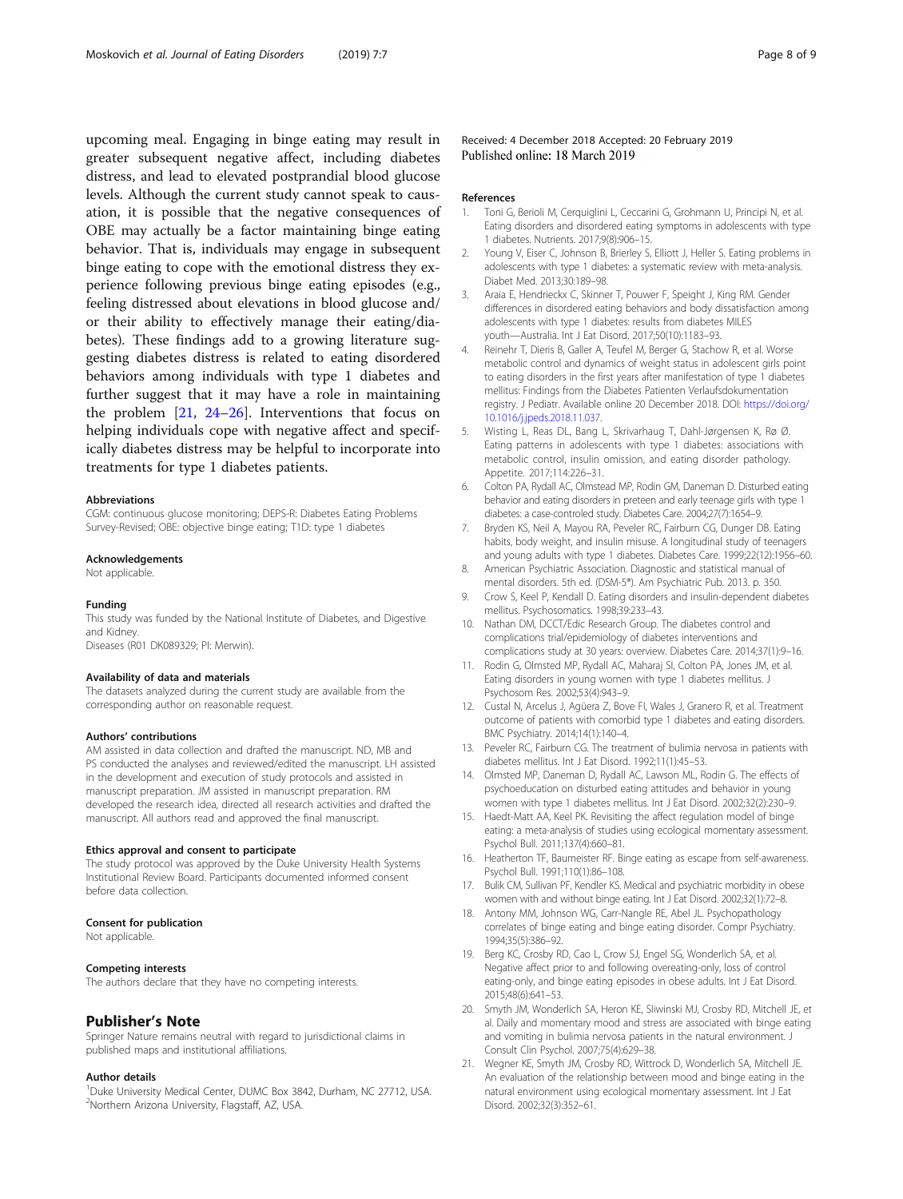upcoming meal. Engaging in binge eating may result in greater subsequent negative affect, including diabetes distress, and lead to elevated postprandial blood glucose levels. Although the current study cannot speak to causation, it is possible that the negative consequences of OBE may actually be a factor maintaining binge eating behavior. That is, individuals may engage in subsequent binge eating to cope with the emotional distress they experience following previous binge eating episodes (e.g., feeling distressed about elevations in blood glucose and/or their ability to effectively manage their eating/diabetes). These findings add to a growing literature suggesting diabetes distress is related to eating disordered behaviors among individuals with type 1 diabetes and further suggest that it may have a role in maintaining the problem [21, 24–26]. Interventions that focus on helping individuals cope with negative affect and specifically diabetes distress may be helpful to incorporate into treatments for type 1 diabetes patients.

#### Abbreviations

CGM: continuous glucose monitoring; DEPS-R: Diabetes Eating Problems Survey-Revised; OBE: objective binge eating; T1D: type 1 diabetes

#### Acknowledgements

Not applicable.

#### Funding

This study was funded by the National Institute of Diabetes, and Digestive and Kidney.
Diseases (R01 DK089329; PI: Merwin).

#### Availability of data and materials

The datasets analyzed during the current study are available from the corresponding author on reasonable request.

#### Authors' contributions

AM assisted in data collection and drafted the manuscript. ND, MB and PS conducted the analyses and reviewed/edited the manuscript. LH assisted in the development and execution of study protocols and assisted in manuscript preparation. JM assisted in manuscript preparation. RM developed the research idea, directed all research activities and drafted the manuscript. All authors read and approved the final manuscript.

#### Ethics approval and consent to participate

The study protocol was approved by the Duke University Health Systems Institutional Review Board. Participants documented informed consent before data collection.

#### Consent for publication

Not applicable.

#### Competing interests

The authors declare that they have no competing interests.

## Publisher's Note

Springer Nature remains neutral with regard to jurisdictional claims in published maps and institutional affiliations.

#### Author details

[1]Duke University Medical Center, DUMC Box 3842, Durham, NC 27712, USA. [2]Northern Arizona University, Flagstaff, AZ, USA.

Received: 4 December 2018 Accepted: 20 February 2019
Published online: 18 March 2019

#### References

1. Toni G, Berioli M, Cerquiglini L, Ceccarini G, Grohmann U, Principi N, et al. Eating disorders and disordered eating symptoms in adolescents with type 1 diabetes. Nutrients. 2017;9(8):906–15.
2. Young V, Eiser C, Johnson B, Brierley S, Elliott J, Heller S. Eating problems in adolescents with type 1 diabetes: a systematic review with meta-analysis. Diabet Med. 2013;30:189–98.
3. Araia E, Hendrieckx C, Skinner T, Pouwer F, Speight J, King RM. Gender differences in disordered eating behaviors and body dissatisfaction among adolescents with type 1 diabetes: results from diabetes MILES youth—Australia. Int J Eat Disord. 2017;50(10):1183–93.
4. Reinehr T, Dieris B, Galler A, Teufel M, Berger G, Stachow R, et al. Worse metabolic control and dynamics of weight status in adolescent girls point to eating disorders in the first years after manifestation of type 1 diabetes mellitus: Findings from the Diabetes Patienten Verlaufsdokumentation registry. J Pediatr. Available online 20 December 2018. DOI: https://doi.org/10.1016/j.jpeds.2018.11.037.
5. Wisting L, Reas DL, Bang L, Skrivarhaug T, Dahl-Jørgensen K, Rø Ø. Eating patterns in adolescents with type 1 diabetes: associations with metabolic control, insulin omission, and eating disorder pathology. Appetite. 2017;114:226–31.
6. Colton PA, Rydall AC, Olmstead MP, Rodin GM, Daneman D. Disturbed eating behavior and eating disorders in preteen and early teenage girls with type 1 diabetes: a case-controled study. Diabetes Care. 2004;27(7):1654–9.
7. Bryden KS, Neil A, Mayou RA, Peveler RC, Fairburn CG, Dunger DB. Eating habits, body weight, and insulin misuse. A longitudinal study of teenagers and young adults with type 1 diabetes. Diabetes Care. 1999;22(12):1956–60.
8. American Psychiatric Association. Diagnostic and statistical manual of mental disorders. 5th ed. (DSM-5®). Am Psychiatric Pub. 2013. p. 350.
9. Crow S, Keel P, Kendall D. Eating disorders and insulin-dependent diabetes mellitus. Psychosomatics. 1998;39:233–43.
10. Nathan DM, DCCT/Edic Research Group. The diabetes control and complications trial/epidemiology of diabetes interventions and complications study at 30 years: overview. Diabetes Care. 2014;37(1):9–16.
11. Rodin G, Olmsted MP, Rydall AC, Maharaj SI, Colton PA, Jones JM, et al. Eating disorders in young women with type 1 diabetes mellitus. J Psychosom Res. 2002;53(4):943–9.
12. Custal N, Arcelus J, Agüera Z, Bove FI, Wales J, Granero R, et al. Treatment outcome of patients with comorbid type 1 diabetes and eating disorders. BMC Psychiatry. 2014;14(1):140–4.
13. Peveler RC, Fairburn CG. The treatment of bulimia nervosa in patients with diabetes mellitus. Int J Eat Disord. 1992;11(1):45–53.
14. Olmsted MP, Daneman D, Rydall AC, Lawson ML, Rodin G. The effects of psychoeducation on disturbed eating attitudes and behavior in young women with type 1 diabetes mellitus. Int J Eat Disord. 2002;32(2):230–9.
15. Haedt-Matt AA, Keel PK. Revisiting the affect regulation model of binge eating: a meta-analysis of studies using ecological momentary assessment. Psychol Bull. 2011;137(4):660–81.
16. Heatherton TF, Baumeister RF. Binge eating as escape from self-awareness. Psychol Bull. 1991;110(1):86–108.
17. Bulik CM, Sullivan PF, Kendler KS. Medical and psychiatric morbidity in obese women with and without binge eating. Int J Eat Disord. 2002;32(1):72–8.
18. Antony MM, Johnson WG, Carr-Nangle RE, Abel JL. Psychopathology correlates of binge eating and binge eating disorder. Compr Psychiatry. 1994;35(5):386–92.
19. Berg KC, Crosby RD, Cao L, Crow SJ, Engel SG, Wonderlich SA, et al. Negative affect prior to and following overeating-only, loss of control eating-only, and binge eating episodes in obese adults. Int J Eat Disord. 2015;48(6):641–53.
20. Smyth JM, Wonderlich SA, Heron KE, Sliwinski MJ, Crosby RD, Mitchell JE, et al. Daily and momentary mood and stress are associated with binge eating and vomiting in bulimia nervosa patients in the natural environment. J Consult Clin Psychol. 2007;75(4):629–38.
21. Wegner KE, Smyth JM, Crosby RD, Wittrock D, Wonderlich SA, Mitchell JE. An evaluation of the relationship between mood and binge eating in the natural environment using ecological momentary assessment. Int J Eat Disord. 2002;32(3):352–61.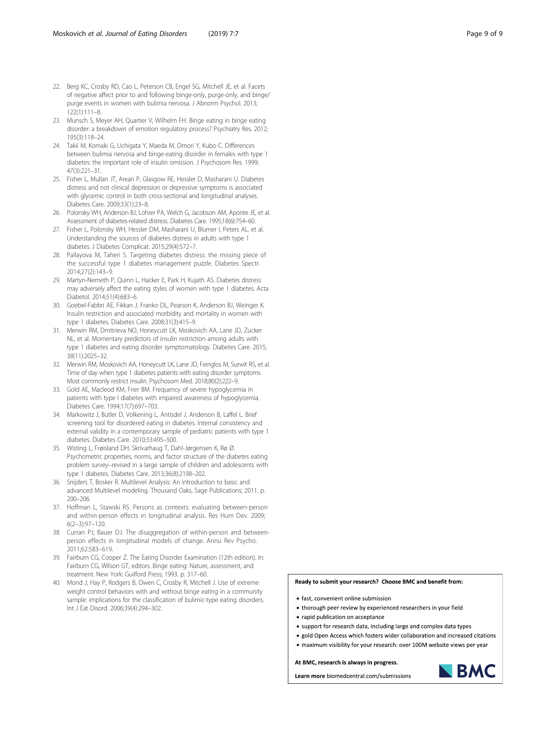22. Berg KC, Crosby RD, Cao L, Peterson CB, Engel SG, Mitchell JE, et al. Facets of negative affect prior to and following binge-only, purge-only, and binge/purge events in women with bulimia nervosa. J Abnorm Psychol. 2013; 122(1):111–8.
23. Munsch S, Meyer AH, Quartier V, Wilhelm FH. Binge eating in binge eating disorder: a breakdown of emotion regulatory process? Psychiatry Res. 2012; 195(3):118–24.
24. Takii M, Komaki G, Uchigata Y, Maeda M, Omori Y, Kubo C. Differences between bulimia nervosa and binge-eating disorder in females with type 1 diabetes: the important role of insulin omission. J Psychosom Res. 1999; 47(3):221–31.
25. Fisher L, Mullan JT, Arean P, Glasgow RE, Hessler D, Masharani U. Diabetes distress and not clinical depression or depressive symptoms is associated with glycemic control in both cross-sectional and longitudinal analyses. Diabetes Care. 2009;33(1):23–8.
26. Polonsky WH, Anderson BJ, Lohrer PA, Welch G, Jacobson AM, Aponte JE, et al. Assessment of diabetes-related distress. Diabetes Care. 1995;18(6):754–60.
27. Fisher L, Polonsky WH, Hessler DM, Masharani U, Blumer I, Peters AL, et al. Understanding the sources of diabetes distress in adults with type 1 diabetes. J Diabetes Complicat. 2015;29(4):572–7.
28. Pallayova M, Taheri S. Targeting diabetes distress: the missing piece of the successful type 1 diabetes management puzzle. Diabetes Spectr. 2014;27(2):143–9.
29. Martyn-Nemeth P, Quinn L, Hacker E, Park H, Kujath AS. Diabetes distress may adversely affect the eating styles of women with type 1 diabetes. Acta Diabetol. 2014;51(4):683–6.
30. Goebel-Fabbri AE, Fikkan J, Franko DL, Pearson K, Anderson BJ, Weinger K. Insulin restriction and associated morbidity and mortality in women with type 1 diabetes. Diabetes Care. 2008;31(3):415–9.
31. Merwin RM, Dmitrieva NO, Honeycutt LK, Moskovich AA, Lane JD, Zucker NL, et al. Momentary predictors of insulin restriction among adults with type 1 diabetes and eating disorder symptomatology. Diabetes Care. 2015; 38(11):2025–32.
32. Merwin RM, Moskovich AA, Honeycutt LK, Lane JD, Feinglos M, Surwit RS, et al. Time of day when type 1 diabetes patients with eating disorder symptoms Most commonly restrict insulin. Psychosom Med. 2018;80(2):222–9.
33. Gold AE, Macleod KM, Frier BM. Frequency of severe hypoglycemia in patients with type I diabetes with impaired awareness of hypoglycemia. Diabetes Care. 1994;17(7):697–703.
34. Markowitz J, Butler D, Volkening L, Antisdel J, Anderson B, Laffel L. Brief screening tool for disordered eating in diabetes. Internal consistency and external validity in a contemporary sample of pediatric patients with type 1 diabetes. Diabetes Care. 2010;33:495–500.
35. Wisting L, Frøisland DH, Skrivarhaug T, Dahl-Jørgensen K, Rø Ø. Psychometric properties, norms, and factor structure of the diabetes eating problem survey–revised in a large sample of children and adolescents with type 1 diabetes. Diabetes Care. 2013;36(8):2198–202.
36. Snijders T, Bosker R. Multilevel Analysis: An introduction to basic and advanced Multilevel modeling. Thousand Oaks, Sage Publications; 2011. p. 200–206.
37. Hoffman L, Stawski RS. Persons as contexts: evaluating between-person and within-person effects in longitudinal analysis. Res Hum Dev. 2009; 6(2–3):97–120.
38. Curran PJ, Bauer DJ. The disaggregation of within-person and between-person effects in longitudinal models of change. Annu Rev Psycho. 2011;62:583–619.
39. Fairburn CG, Cooper Z. The Eating Disorder Examination (12th edition). In: Fairburn CG, Wilson GT, editors. Binge eating: Nature, assessment, and treatment. New York: Guilford Press; 1993. p. 317–60.
40. Mond J, Hay P, Rodgers B, Owen C, Crosby R, Mitchell J. Use of extreme weight control behaviors with and without binge eating in a community sample: implications for the classification of bulimic-type eating disorders. Int J Eat Disord. 2006;39(4):294–302.

**Ready to submit your research? Choose BMC and benefit from:**

- fast, convenient online submission
- thorough peer review by experienced researchers in your field
- rapid publication on acceptance
- support for research data, including large and complex data types
- gold Open Access which fosters wider collaboration and increased citations
- maximum visibility for your research: over 100M website views per year

**At BMC, research is always in progress.**

**Learn more** biomedcentral.com/submissions

BMC